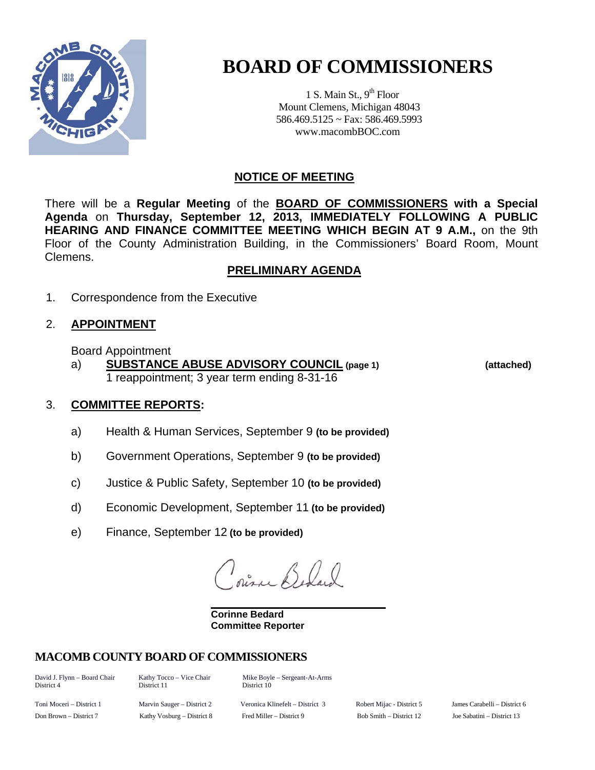# BOARD OF COMMISSIONERS

1 S. Main St., 9th Floor
Mount Clemens, Michigan 48043
586.469.5125 ~ Fax: 586.469.5993
www.macombBOC.com

## NOTICE OF MEETING

There will be a **Regular Meeting** of the **BOARD OF COMMISSIONERS with a Special Agenda** on **Thursday, September 12, 2013, IMMEDIATELY FOLLOWING A PUBLIC HEARING AND FINANCE COMMITTEE MEETING WHICH BEGIN AT 9 A.M.,** on the 9th Floor of the County Administration Building, in the Commissioners' Board Room, Mount Clemens.

## PRELIMINARY AGENDA

1. Correspondence from the Executive

2. **APPOINTMENT**

   Board Appointment

   a) **SUBSTANCE ABUSE ADVISORY COUNCIL (page 1)** **(attached)**
   1 reappointment; 3 year term ending 8-31-16

3. **COMMITTEE REPORTS:**

   a) Health & Human Services, September 9 **(to be provided)**

   b) Government Operations, September 9 **(to be provided)**

   c) Justice & Public Safety, September 10 **(to be provided)**

   d) Economic Development, September 11 **(to be provided)**

   e) Finance, September 12 **(to be provided)**

Corinne Bedard

**Corinne Bedard**
**Committee Reporter**

### MACOMB COUNTY BOARD OF COMMISSIONERS

| | | | | |
|---|---|---|---|---|
| David J. Flynn – Board Chair District 4 | Kathy Tocco – Vice Chair District 11 | Mike Boyle – Sergeant-At-Arms District 10 | | |
| Toni Moceri – District 1 | Marvin Sauger – District 2 | Veronica Klinefelt – District 3 | Robert Mijac - District 5 | James Carabelli – District 6 |
| Don Brown – District 7 | Kathy Vosburg – District 8 | Fred Miller – District 9 | Bob Smith – District 12 | Joe Sabatini – District 13 |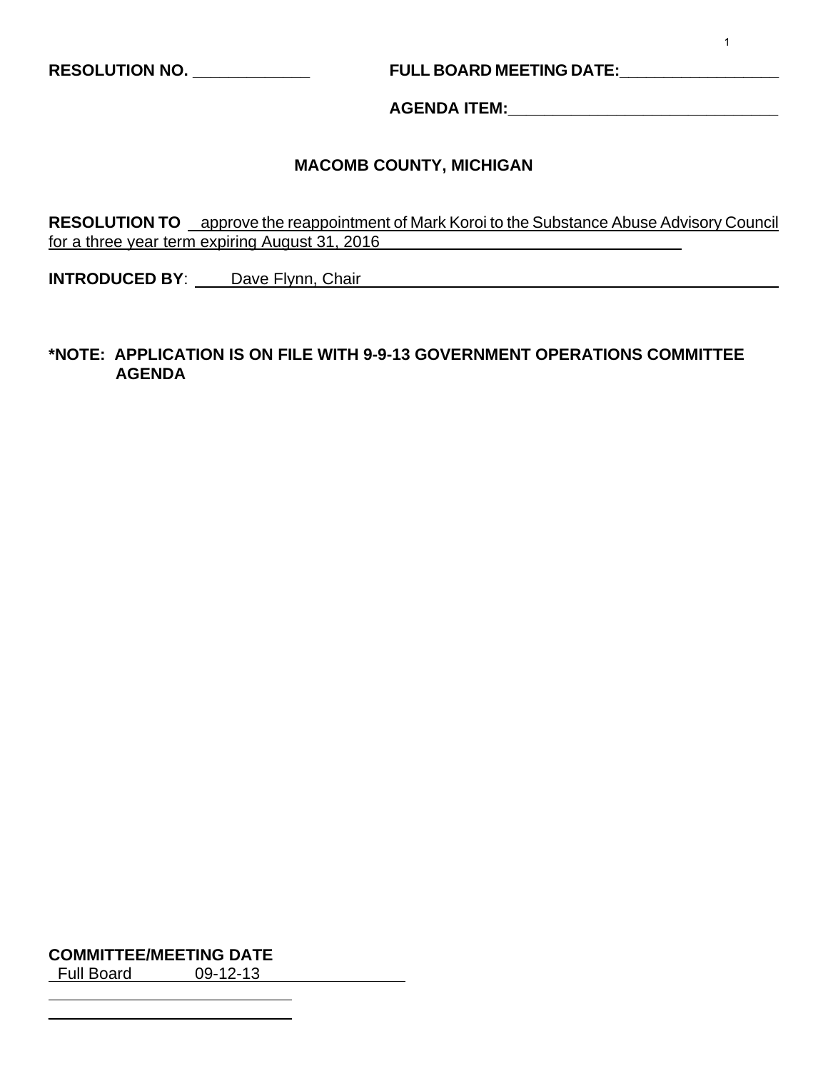**RESOLUTION NO.** _____________ **FULL BOARD MEETING DATE:**__________________

**AGENDA ITEM:**_______________________________

## MACOMB COUNTY, MICHIGAN

**RESOLUTION TO** approve the reappointment of Mark Koroi to the Substance Abuse Advisory Council for a three year term expiring August 31, 2016

**INTRODUCED BY**: Dave Flynn, Chair

**\*NOTE: APPLICATION IS ON FILE WITH 9-9-13 GOVERNMENT OPERATIONS COMMITTEE AGENDA**

**COMMITTEE/MEETING DATE**

Full Board 09-12-13